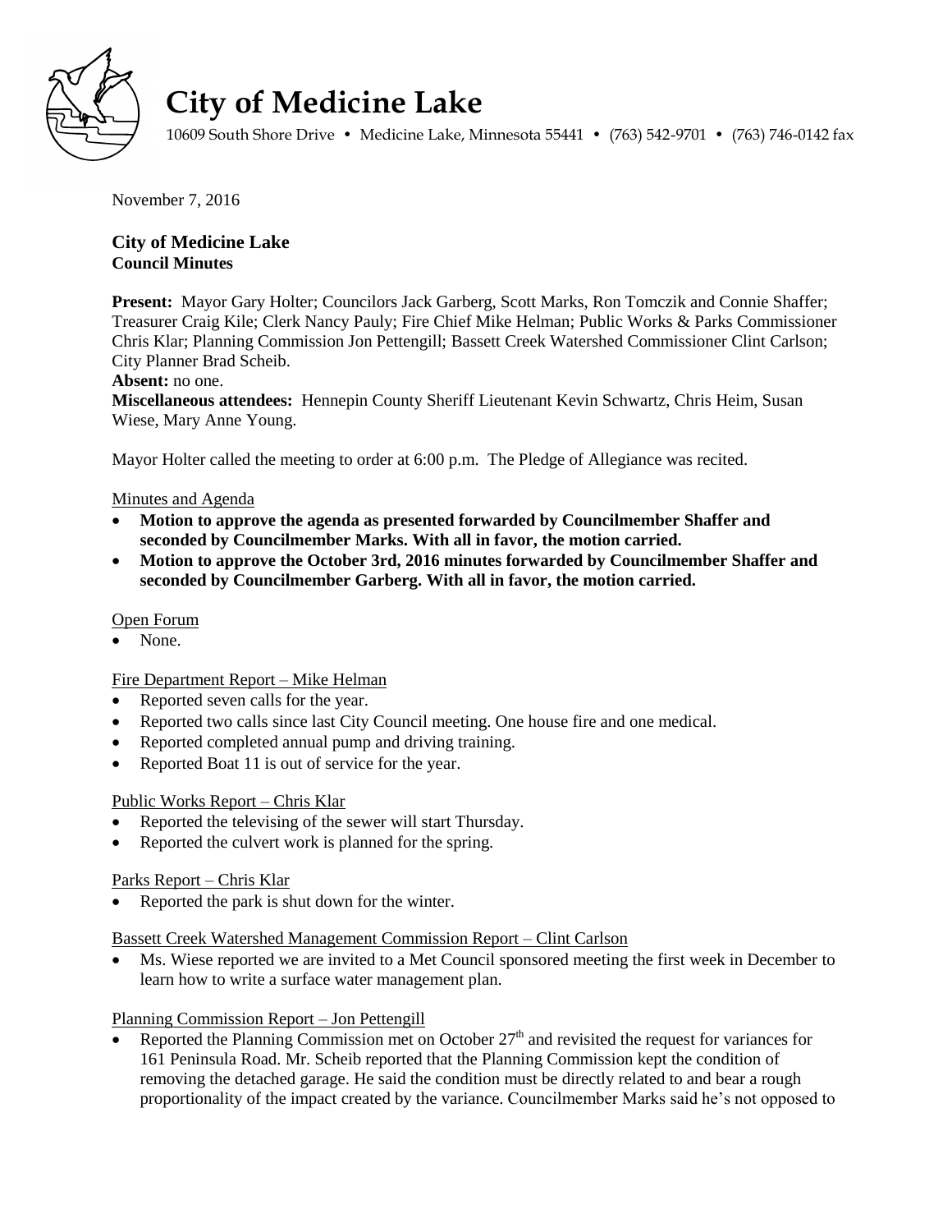# City of Medicine Lake

10609 South Shore Drive • Medicine Lake, Minnesota 55441 • (763) 542-9701 • (763) 746-0142 fax

November 7, 2016

**City of Medicine Lake**
**Council Minutes**

**Present:** Mayor Gary Holter; Councilors Jack Garberg, Scott Marks, Ron Tomczik and Connie Shaffer; Treasurer Craig Kile; Clerk Nancy Pauly; Fire Chief Mike Helman; Public Works & Parks Commissioner Chris Klar; Planning Commission Jon Pettengill; Bassett Creek Watershed Commissioner Clint Carlson; City Planner Brad Scheib.
**Absent:** no one.
**Miscellaneous attendees:** Hennepin County Sheriff Lieutenant Kevin Schwartz, Chris Heim, Susan Wiese, Mary Anne Young.

Mayor Holter called the meeting to order at 6:00 p.m. The Pledge of Allegiance was recited.

Minutes and Agenda

- **Motion to approve the agenda as presented forwarded by Councilmember Shaffer and seconded by Councilmember Marks. With all in favor, the motion carried.**
- **Motion to approve the October 3rd, 2016 minutes forwarded by Councilmember Shaffer and seconded by Councilmember Garberg. With all in favor, the motion carried.**

Open Forum

- None.

Fire Department Report – Mike Helman

- Reported seven calls for the year.
- Reported two calls since last City Council meeting. One house fire and one medical.
- Reported completed annual pump and driving training.
- Reported Boat 11 is out of service for the year.

Public Works Report – Chris Klar

- Reported the televising of the sewer will start Thursday.
- Reported the culvert work is planned for the spring.

Parks Report – Chris Klar

- Reported the park is shut down for the winter.

Bassett Creek Watershed Management Commission Report – Clint Carlson

- Ms. Wiese reported we are invited to a Met Council sponsored meeting the first week in December to learn how to write a surface water management plan.

Planning Commission Report – Jon Pettengill

- Reported the Planning Commission met on October 27th and revisited the request for variances for 161 Peninsula Road. Mr. Scheib reported that the Planning Commission kept the condition of removing the detached garage. He said the condition must be directly related to and bear a rough proportionality of the impact created by the variance. Councilmember Marks said he's not opposed to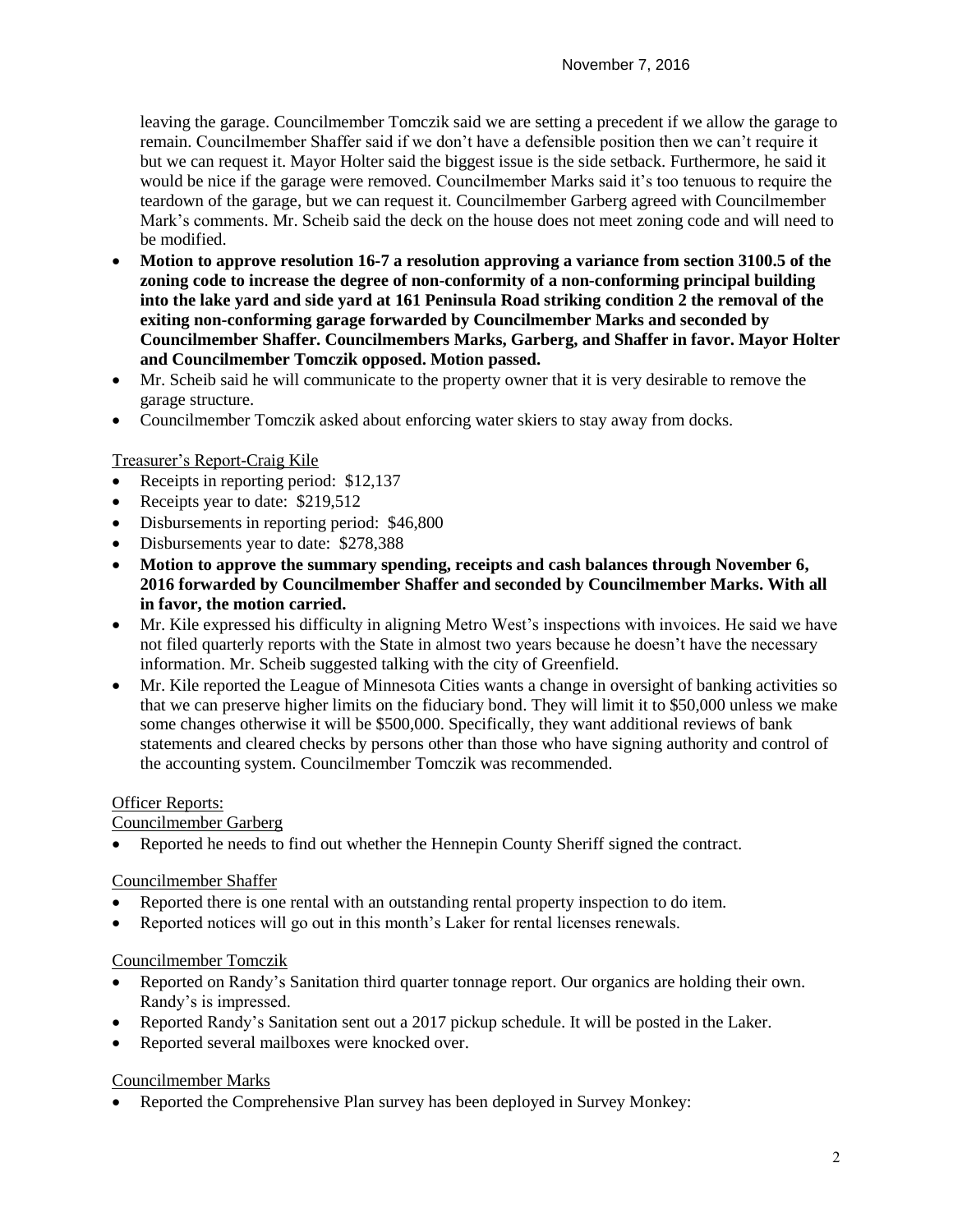leaving the garage. Councilmember Tomczik said we are setting a precedent if we allow the garage to remain. Councilmember Shaffer said if we don't have a defensible position then we can't require it but we can request it. Mayor Holter said the biggest issue is the side setback. Furthermore, he said it would be nice if the garage were removed. Councilmember Marks said it's too tenuous to require the teardown of the garage, but we can request it. Councilmember Garberg agreed with Councilmember Mark's comments. Mr. Scheib said the deck on the house does not meet zoning code and will need to be modified.

- **Motion to approve resolution 16-7 a resolution approving a variance from section 3100.5 of the zoning code to increase the degree of non-conformity of a non-conforming principal building into the lake yard and side yard at 161 Peninsula Road striking condition 2 the removal of the exiting non-conforming garage forwarded by Councilmember Marks and seconded by Councilmember Shaffer. Councilmembers Marks, Garberg, and Shaffer in favor. Mayor Holter and Councilmember Tomczik opposed. Motion passed.**
- Mr. Scheib said he will communicate to the property owner that it is very desirable to remove the garage structure.
- Councilmember Tomczik asked about enforcing water skiers to stay away from docks.

Treasurer's Report-Craig Kile

- Receipts in reporting period: $12,137
- Receipts year to date: $219,512
- Disbursements in reporting period: $46,800
- Disbursements year to date: $278,388
- **Motion to approve the summary spending, receipts and cash balances through November 6, 2016 forwarded by Councilmember Shaffer and seconded by Councilmember Marks. With all in favor, the motion carried.**
- Mr. Kile expressed his difficulty in aligning Metro West's inspections with invoices. He said we have not filed quarterly reports with the State in almost two years because he doesn't have the necessary information. Mr. Scheib suggested talking with the city of Greenfield.
- Mr. Kile reported the League of Minnesota Cities wants a change in oversight of banking activities so that we can preserve higher limits on the fiduciary bond. They will limit it to $50,000 unless we make some changes otherwise it will be $500,000. Specifically, they want additional reviews of bank statements and cleared checks by persons other than those who have signing authority and control of the accounting system. Councilmember Tomczik was recommended.

Officer Reports:

Councilmember Garberg

- Reported he needs to find out whether the Hennepin County Sheriff signed the contract.

Councilmember Shaffer

- Reported there is one rental with an outstanding rental property inspection to do item.
- Reported notices will go out in this month's Laker for rental licenses renewals.

Councilmember Tomczik

- Reported on Randy's Sanitation third quarter tonnage report. Our organics are holding their own. Randy's is impressed.
- Reported Randy's Sanitation sent out a 2017 pickup schedule. It will be posted in the Laker.
- Reported several mailboxes were knocked over.

Councilmember Marks

- Reported the Comprehensive Plan survey has been deployed in Survey Monkey: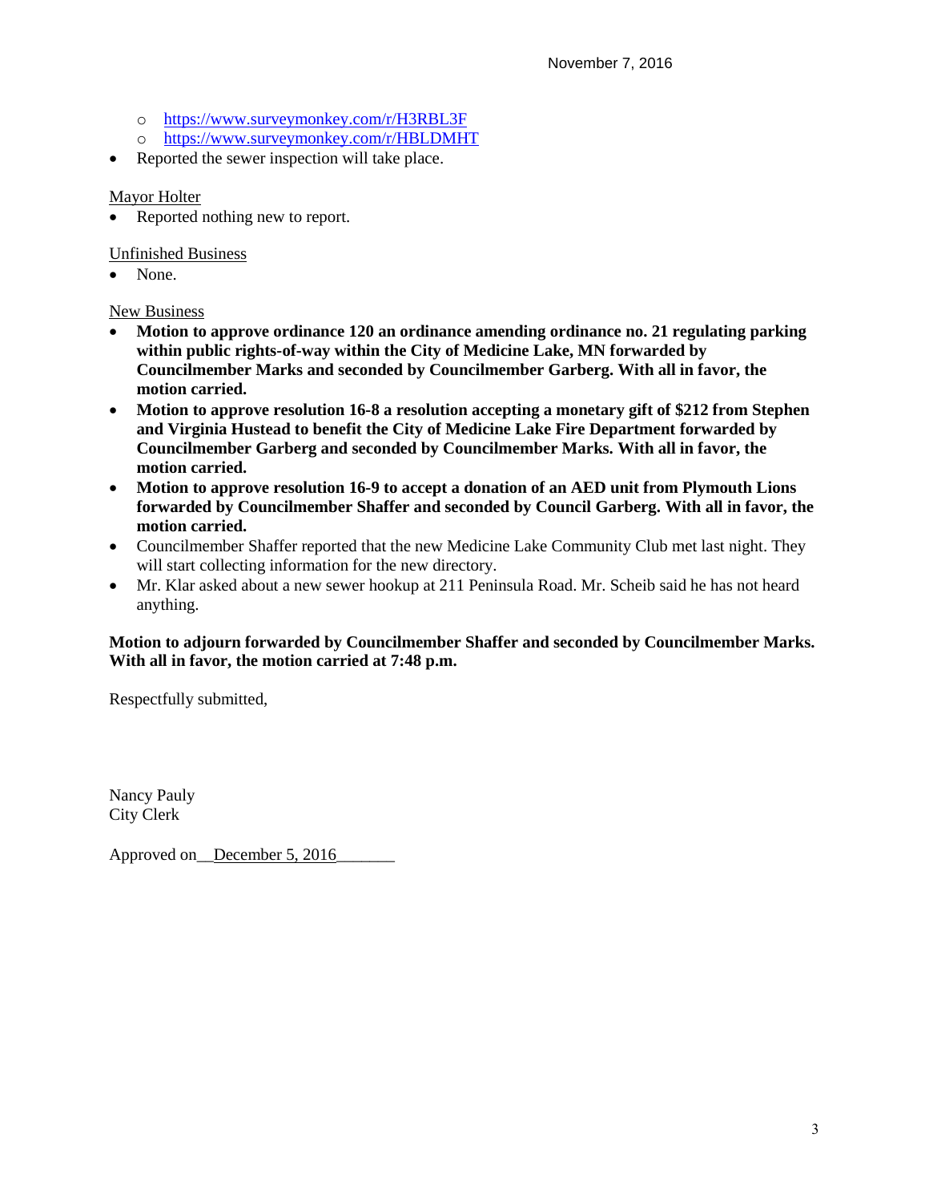- o https://www.surveymonkey.com/r/H3RBL3F
  - o https://www.surveymonkey.com/r/HBLDMHT
- Reported the sewer inspection will take place.

Mayor Holter

- Reported nothing new to report.

Unfinished Business

- None.

New Business

- **Motion to approve ordinance 120 an ordinance amending ordinance no. 21 regulating parking within public rights-of-way within the City of Medicine Lake, MN forwarded by Councilmember Marks and seconded by Councilmember Garberg. With all in favor, the motion carried.**
- **Motion to approve resolution 16-8 a resolution accepting a monetary gift of $212 from Stephen and Virginia Hustead to benefit the City of Medicine Lake Fire Department forwarded by Councilmember Garberg and seconded by Councilmember Marks. With all in favor, the motion carried.**
- **Motion to approve resolution 16-9 to accept a donation of an AED unit from Plymouth Lions forwarded by Councilmember Shaffer and seconded by Council Garberg. With all in favor, the motion carried.**
- Councilmember Shaffer reported that the new Medicine Lake Community Club met last night. They will start collecting information for the new directory.
- Mr. Klar asked about a new sewer hookup at 211 Peninsula Road. Mr. Scheib said he has not heard anything.

**Motion to adjourn forwarded by Councilmember Shaffer and seconded by Councilmember Marks. With all in favor, the motion carried at 7:48 p.m.**

Respectfully submitted,

Nancy Pauly
City Clerk

Approved on__December 5, 2016_______